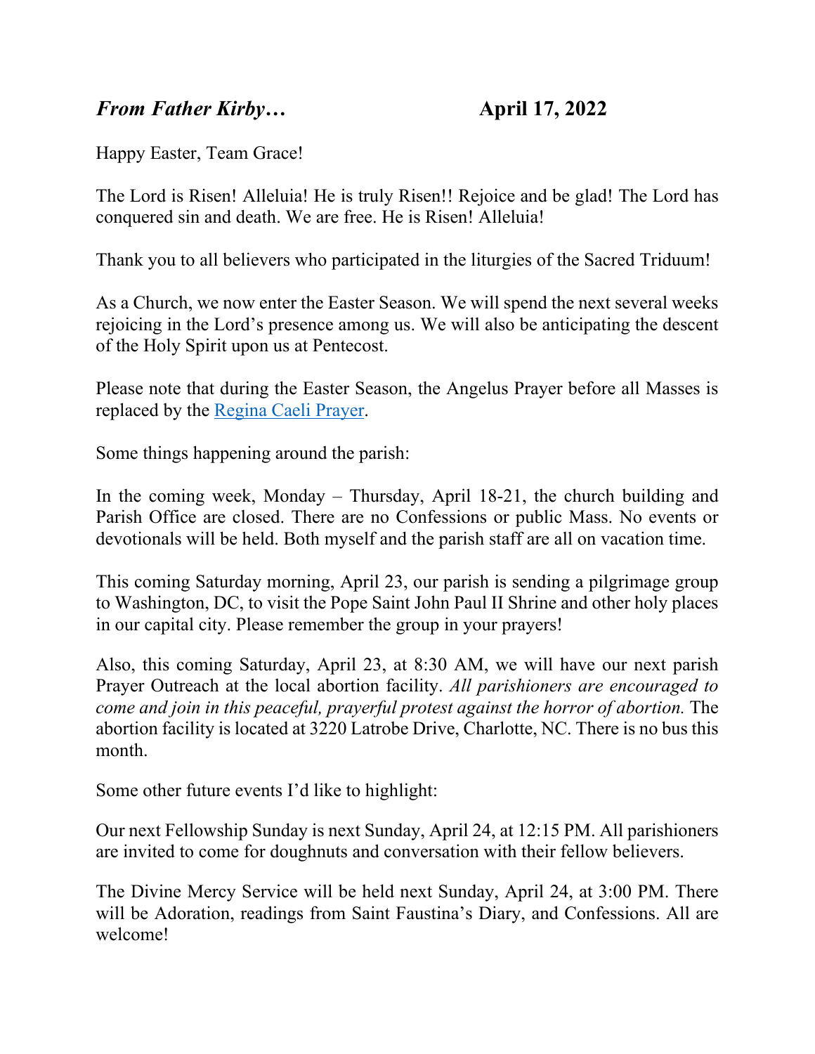***From Father Kirby…*** **April 17, 2022**

Happy Easter, Team Grace!

The Lord is Risen! Alleluia! He is truly Risen!! Rejoice and be glad! The Lord has conquered sin and death. We are free. He is Risen! Alleluia!

Thank you to all believers who participated in the liturgies of the Sacred Triduum!

As a Church, we now enter the Easter Season. We will spend the next several weeks rejoicing in the Lord's presence among us. We will also be anticipating the descent of the Holy Spirit upon us at Pentecost.

Please note that during the Easter Season, the Angelus Prayer before all Masses is replaced by the Regina Caeli Prayer.

Some things happening around the parish:

In the coming week, Monday – Thursday, April 18-21, the church building and Parish Office are closed. There are no Confessions or public Mass. No events or devotionals will be held. Both myself and the parish staff are all on vacation time.

This coming Saturday morning, April 23, our parish is sending a pilgrimage group to Washington, DC, to visit the Pope Saint John Paul II Shrine and other holy places in our capital city. Please remember the group in your prayers!

Also, this coming Saturday, April 23, at 8:30 AM, we will have our next parish Prayer Outreach at the local abortion facility. *All parishioners are encouraged to come and join in this peaceful, prayerful protest against the horror of abortion.* The abortion facility is located at 3220 Latrobe Drive, Charlotte, NC. There is no bus this month.

Some other future events I'd like to highlight:

Our next Fellowship Sunday is next Sunday, April 24, at 12:15 PM. All parishioners are invited to come for doughnuts and conversation with their fellow believers.

The Divine Mercy Service will be held next Sunday, April 24, at 3:00 PM. There will be Adoration, readings from Saint Faustina's Diary, and Confessions. All are welcome!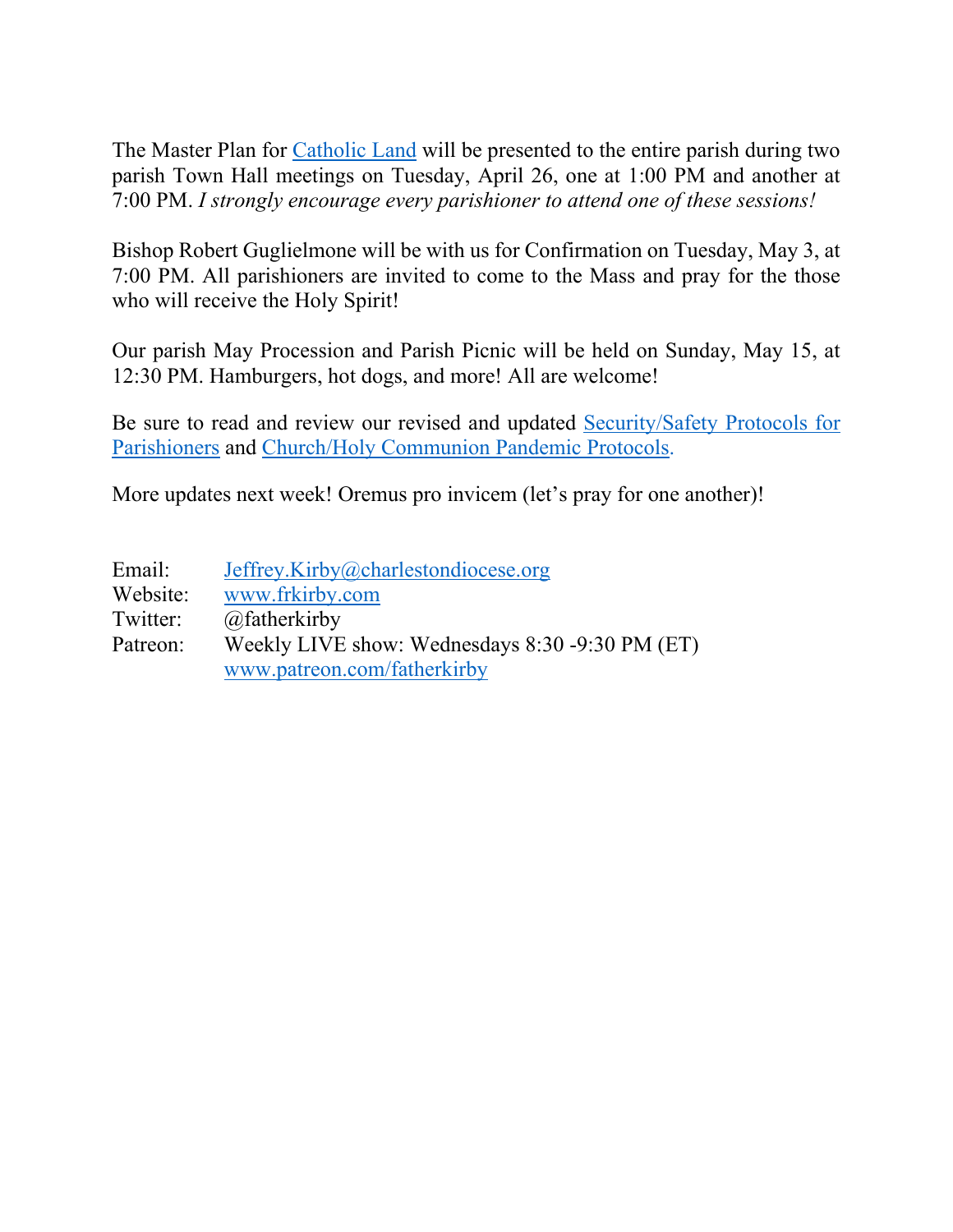The Master Plan for [Catholic Land](#) will be presented to the entire parish during two parish Town Hall meetings on Tuesday, April 26, one at 1:00 PM and another at 7:00 PM. *I strongly encourage every parishioner to attend one of these sessions!*

Bishop Robert Guglielmone will be with us for Confirmation on Tuesday, May 3, at 7:00 PM. All parishioners are invited to come to the Mass and pray for the those who will receive the Holy Spirit!

Our parish May Procession and Parish Picnic will be held on Sunday, May 15, at 12:30 PM. Hamburgers, hot dogs, and more! All are welcome!

Be sure to read and review our revised and updated Security/Safety Protocols for Parishioners and Church/Holy Communion Pandemic Protocols.

More updates next week! Oremus pro invicem (let's pray for one another)!

| | |
|---|---|
| Email: | Jeffrey.Kirby@charlestondiocese.org |
| Website: | www.frkirby.com |
| Twitter: | @fatherkirby |
| Patreon: | Weekly LIVE show: Wednesdays 8:30 -9:30 PM (ET) |
| | www.patreon.com/fatherkirby |